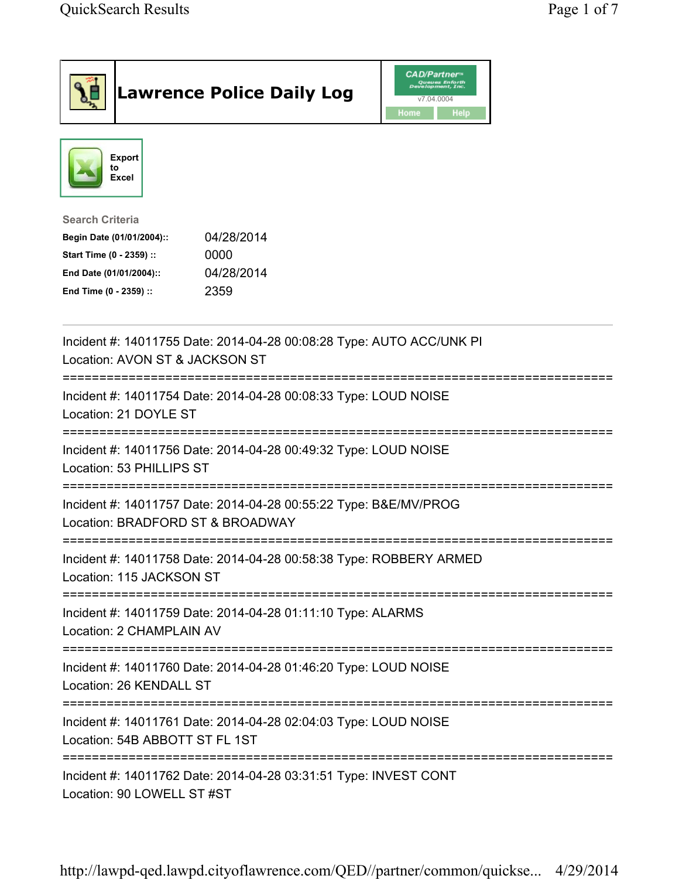# Lawrence Police Daily Log

CAD/Partner™ Queues Enforth Development, Inc.
v7.04.0004
Home | Help

Export to Excel

**Search Criteria**

| | |
|---|---|
| **Begin Date (01/01/2004)::** | 04/28/2014 |
| **Start Time (0 - 2359) ::** | 0000 |
| **End Date (01/01/2004)::** | 04/28/2014 |
| **End Time (0 - 2359) ::** | 2359 |

---

Incident #: 14011755 Date: 2014-04-28 00:08:28 Type: AUTO ACC/UNK PI
Location: AVON ST & JACKSON ST

===========================================================================

Incident #: 14011754 Date: 2014-04-28 00:08:33 Type: LOUD NOISE
Location: 21 DOYLE ST

===========================================================================

Incident #: 14011756 Date: 2014-04-28 00:49:32 Type: LOUD NOISE
Location: 53 PHILLIPS ST

===========================================================================

Incident #: 14011757 Date: 2014-04-28 00:55:22 Type: B&E/MV/PROG
Location: BRADFORD ST & BROADWAY

===========================================================================

Incident #: 14011758 Date: 2014-04-28 00:58:38 Type: ROBBERY ARMED
Location: 115 JACKSON ST

===========================================================================

Incident #: 14011759 Date: 2014-04-28 01:11:10 Type: ALARMS
Location: 2 CHAMPLAIN AV

===========================================================================

Incident #: 14011760 Date: 2014-04-28 01:46:20 Type: LOUD NOISE
Location: 26 KENDALL ST

===========================================================================

Incident #: 14011761 Date: 2014-04-28 02:04:03 Type: LOUD NOISE
Location: 54B ABBOTT ST FL 1ST

===========================================================================

Incident #: 14011762 Date: 2014-04-28 03:31:51 Type: INVEST CONT
Location: 90 LOWELL ST #ST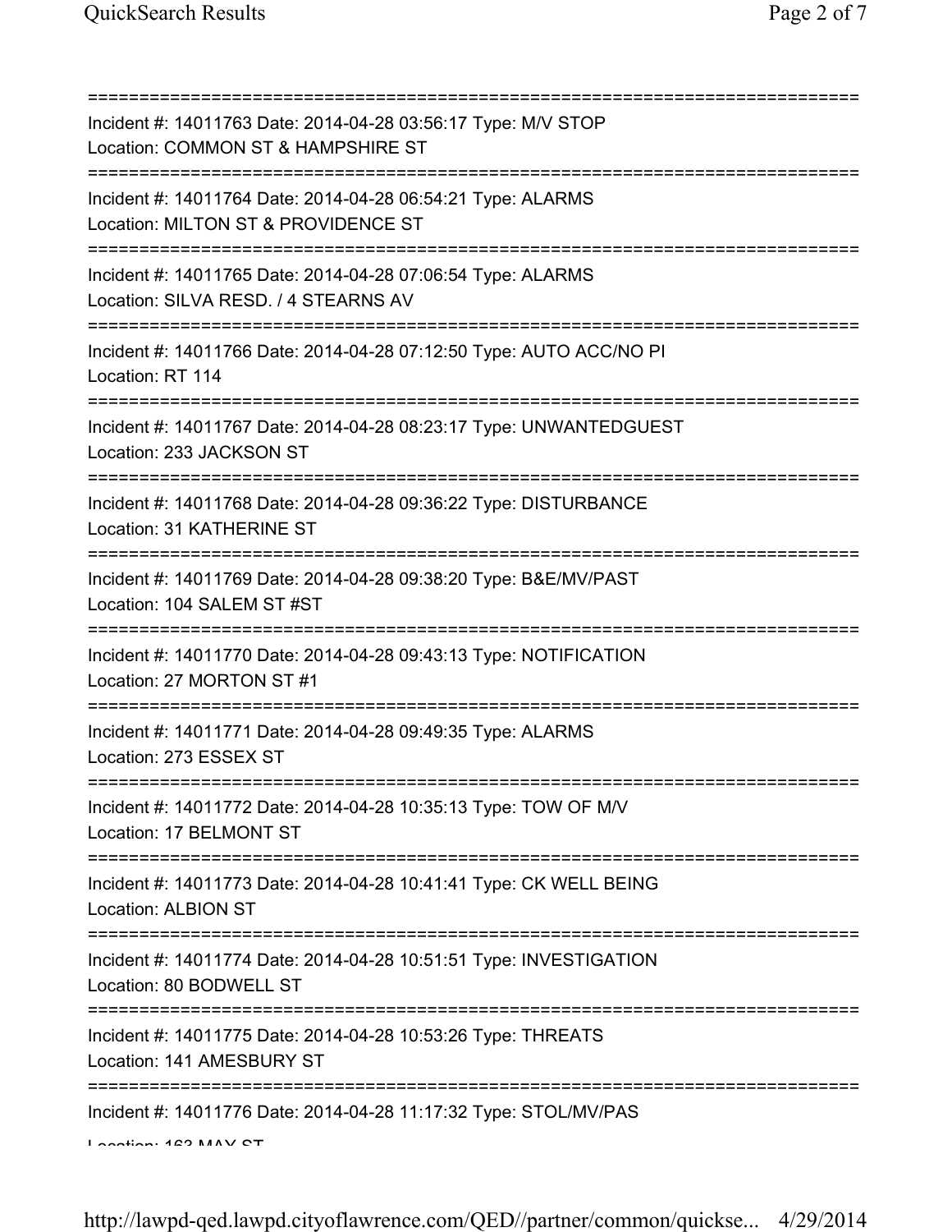===========================================================================
Incident #: 14011763 Date: 2014-04-28 03:56:17 Type: M/V STOP
Location: COMMON ST & HAMPSHIRE ST
===========================================================================
Incident #: 14011764 Date: 2014-04-28 06:54:21 Type: ALARMS
Location: MILTON ST & PROVIDENCE ST
===========================================================================
Incident #: 14011765 Date: 2014-04-28 07:06:54 Type: ALARMS
Location: SILVA RESD. / 4 STEARNS AV
===========================================================================
Incident #: 14011766 Date: 2014-04-28 07:12:50 Type: AUTO ACC/NO PI
Location: RT 114
===========================================================================
Incident #: 14011767 Date: 2014-04-28 08:23:17 Type: UNWANTEDGUEST
Location: 233 JACKSON ST
===========================================================================
Incident #: 14011768 Date: 2014-04-28 09:36:22 Type: DISTURBANCE
Location: 31 KATHERINE ST
===========================================================================
Incident #: 14011769 Date: 2014-04-28 09:38:20 Type: B&E/MV/PAST
Location: 104 SALEM ST #ST
===========================================================================
Incident #: 14011770 Date: 2014-04-28 09:43:13 Type: NOTIFICATION
Location: 27 MORTON ST #1
===========================================================================
Incident #: 14011771 Date: 2014-04-28 09:49:35 Type: ALARMS
Location: 273 ESSEX ST
===========================================================================
Incident #: 14011772 Date: 2014-04-28 10:35:13 Type: TOW OF M/V
Location: 17 BELMONT ST
===========================================================================
Incident #: 14011773 Date: 2014-04-28 10:41:41 Type: CK WELL BEING
Location: ALBION ST
===========================================================================
Incident #: 14011774 Date: 2014-04-28 10:51:51 Type: INVESTIGATION
Location: 80 BODWELL ST
===========================================================================
Incident #: 14011775 Date: 2014-04-28 10:53:26 Type: THREATS
Location: 141 AMESBURY ST
===========================================================================
Incident #: 14011776 Date: 2014-04-28 11:17:32 Type: STOL/MV/PAS
Location: 163 MAY ST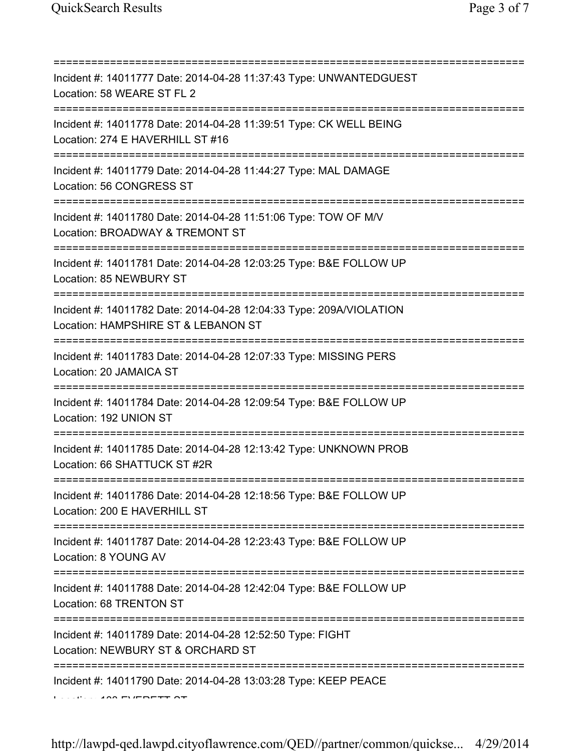===========================================================================
Incident #: 14011777 Date: 2014-04-28 11:37:43 Type: UNWANTEDGUEST
Location: 58 WEARE ST FL 2
===========================================================================
Incident #: 14011778 Date: 2014-04-28 11:39:51 Type: CK WELL BEING
Location: 274 E HAVERHILL ST #16
===========================================================================
Incident #: 14011779 Date: 2014-04-28 11:44:27 Type: MAL DAMAGE
Location: 56 CONGRESS ST
===========================================================================
Incident #: 14011780 Date: 2014-04-28 11:51:06 Type: TOW OF M/V
Location: BROADWAY & TREMONT ST
===========================================================================
Incident #: 14011781 Date: 2014-04-28 12:03:25 Type: B&E FOLLOW UP
Location: 85 NEWBURY ST
===========================================================================
Incident #: 14011782 Date: 2014-04-28 12:04:33 Type: 209A/VIOLATION
Location: HAMPSHIRE ST & LEBANON ST
===========================================================================
Incident #: 14011783 Date: 2014-04-28 12:07:33 Type: MISSING PERS
Location: 20 JAMAICA ST
===========================================================================
Incident #: 14011784 Date: 2014-04-28 12:09:54 Type: B&E FOLLOW UP
Location: 192 UNION ST
===========================================================================
Incident #: 14011785 Date: 2014-04-28 12:13:42 Type: UNKNOWN PROB
Location: 66 SHATTUCK ST #2R
===========================================================================
Incident #: 14011786 Date: 2014-04-28 12:18:56 Type: B&E FOLLOW UP
Location: 200 E HAVERHILL ST
===========================================================================
Incident #: 14011787 Date: 2014-04-28 12:23:43 Type: B&E FOLLOW UP
Location: 8 YOUNG AV
===========================================================================
Incident #: 14011788 Date: 2014-04-28 12:42:04 Type: B&E FOLLOW UP
Location: 68 TRENTON ST
===========================================================================
Incident #: 14011789 Date: 2014-04-28 12:52:50 Type: FIGHT
Location: NEWBURY ST & ORCHARD ST
===========================================================================
Incident #: 14011790 Date: 2014-04-28 13:03:28 Type: KEEP PEACE
Location: 100 EVERETT ST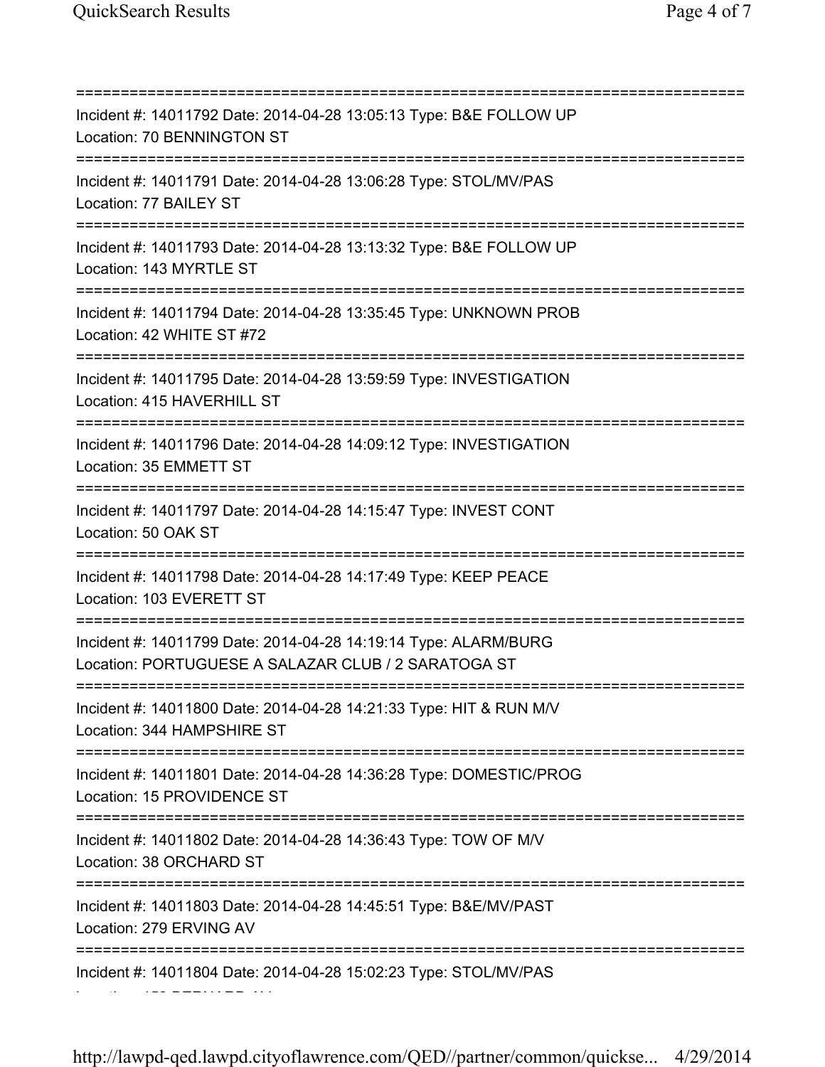===========================================================================

Incident #: 14011792 Date: 2014-04-28 13:05:13 Type: B&E FOLLOW UP
Location: 70 BENNINGTON ST

===========================================================================

Incident #: 14011791 Date: 2014-04-28 13:06:28 Type: STOL/MV/PAS
Location: 77 BAILEY ST

===========================================================================

Incident #: 14011793 Date: 2014-04-28 13:13:32 Type: B&E FOLLOW UP
Location: 143 MYRTLE ST

===========================================================================

Incident #: 14011794 Date: 2014-04-28 13:35:45 Type: UNKNOWN PROB
Location: 42 WHITE ST #72

===========================================================================

Incident #: 14011795 Date: 2014-04-28 13:59:59 Type: INVESTIGATION
Location: 415 HAVERHILL ST

===========================================================================

Incident #: 14011796 Date: 2014-04-28 14:09:12 Type: INVESTIGATION
Location: 35 EMMETT ST

===========================================================================

Incident #: 14011797 Date: 2014-04-28 14:15:47 Type: INVEST CONT
Location: 50 OAK ST

===========================================================================

Incident #: 14011798 Date: 2014-04-28 14:17:49 Type: KEEP PEACE
Location: 103 EVERETT ST

===========================================================================

Incident #: 14011799 Date: 2014-04-28 14:19:14 Type: ALARM/BURG
Location: PORTUGUESE A SALAZAR CLUB / 2 SARATOGA ST

===========================================================================

Incident #: 14011800 Date: 2014-04-28 14:21:33 Type: HIT & RUN M/V
Location: 344 HAMPSHIRE ST

===========================================================================

Incident #: 14011801 Date: 2014-04-28 14:36:28 Type: DOMESTIC/PROG
Location: 15 PROVIDENCE ST

===========================================================================

Incident #: 14011802 Date: 2014-04-28 14:36:43 Type: TOW OF M/V
Location: 38 ORCHARD ST

===========================================================================

Incident #: 14011803 Date: 2014-04-28 14:45:51 Type: B&E/MV/PAST
Location: 279 ERVING AV

===========================================================================

Incident #: 14011804 Date: 2014-04-28 15:02:23 Type: STOL/MV/PAS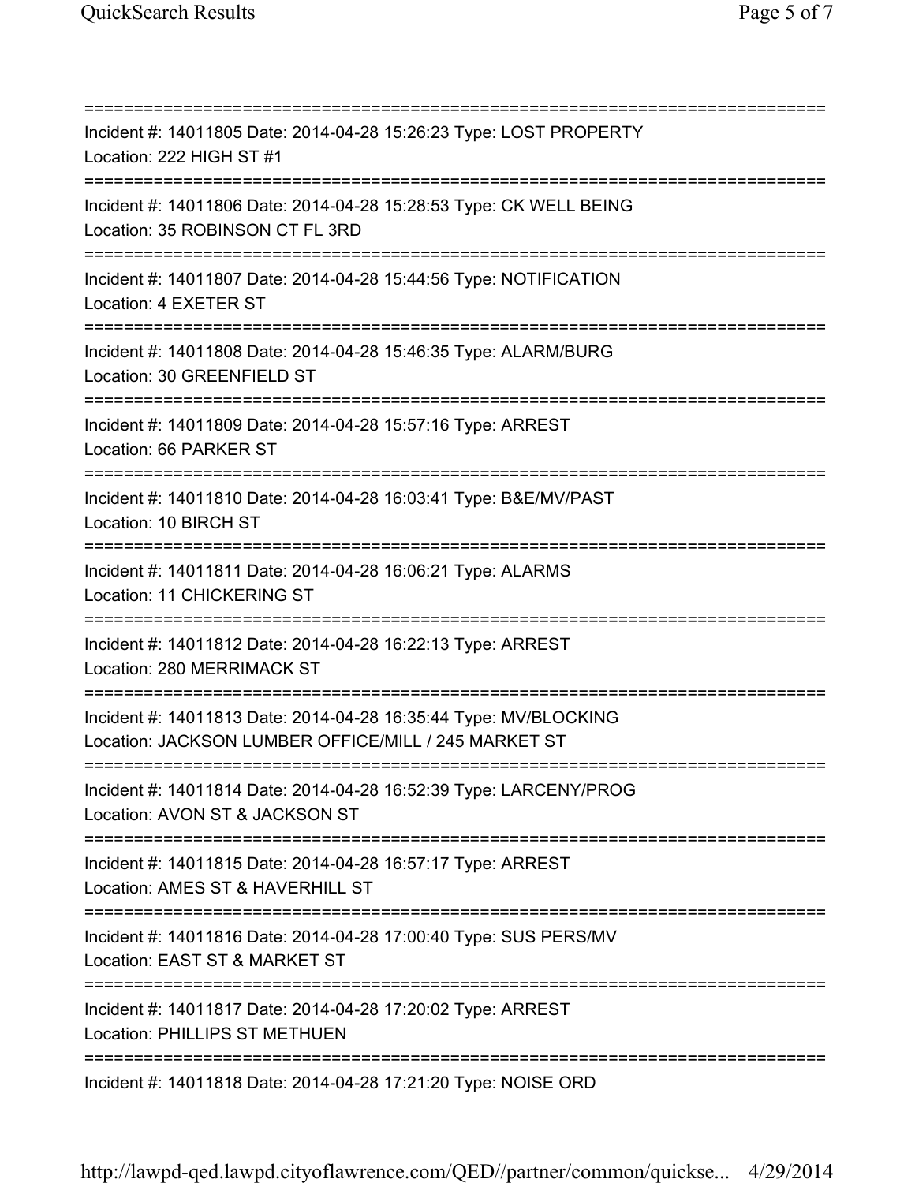===========================================================================
Incident #: 14011805 Date: 2014-04-28 15:26:23 Type: LOST PROPERTY
Location: 222 HIGH ST #1
===========================================================================
Incident #: 14011806 Date: 2014-04-28 15:28:53 Type: CK WELL BEING
Location: 35 ROBINSON CT FL 3RD
===========================================================================
Incident #: 14011807 Date: 2014-04-28 15:44:56 Type: NOTIFICATION
Location: 4 EXETER ST
===========================================================================
Incident #: 14011808 Date: 2014-04-28 15:46:35 Type: ALARM/BURG
Location: 30 GREENFIELD ST
===========================================================================
Incident #: 14011809 Date: 2014-04-28 15:57:16 Type: ARREST
Location: 66 PARKER ST
===========================================================================
Incident #: 14011810 Date: 2014-04-28 16:03:41 Type: B&E/MV/PAST
Location: 10 BIRCH ST
===========================================================================
Incident #: 14011811 Date: 2014-04-28 16:06:21 Type: ALARMS
Location: 11 CHICKERING ST
===========================================================================
Incident #: 14011812 Date: 2014-04-28 16:22:13 Type: ARREST
Location: 280 MERRIMACK ST
===========================================================================
Incident #: 14011813 Date: 2014-04-28 16:35:44 Type: MV/BLOCKING
Location: JACKSON LUMBER OFFICE/MILL / 245 MARKET ST
===========================================================================
Incident #: 14011814 Date: 2014-04-28 16:52:39 Type: LARCENY/PROG
Location: AVON ST & JACKSON ST
===========================================================================
Incident #: 14011815 Date: 2014-04-28 16:57:17 Type: ARREST
Location: AMES ST & HAVERHILL ST
===========================================================================
Incident #: 14011816 Date: 2014-04-28 17:00:40 Type: SUS PERS/MV
Location: EAST ST & MARKET ST
===========================================================================
Incident #: 14011817 Date: 2014-04-28 17:20:02 Type: ARREST
Location: PHILLIPS ST METHUEN
===========================================================================
Incident #: 14011818 Date: 2014-04-28 17:21:20 Type: NOISE ORD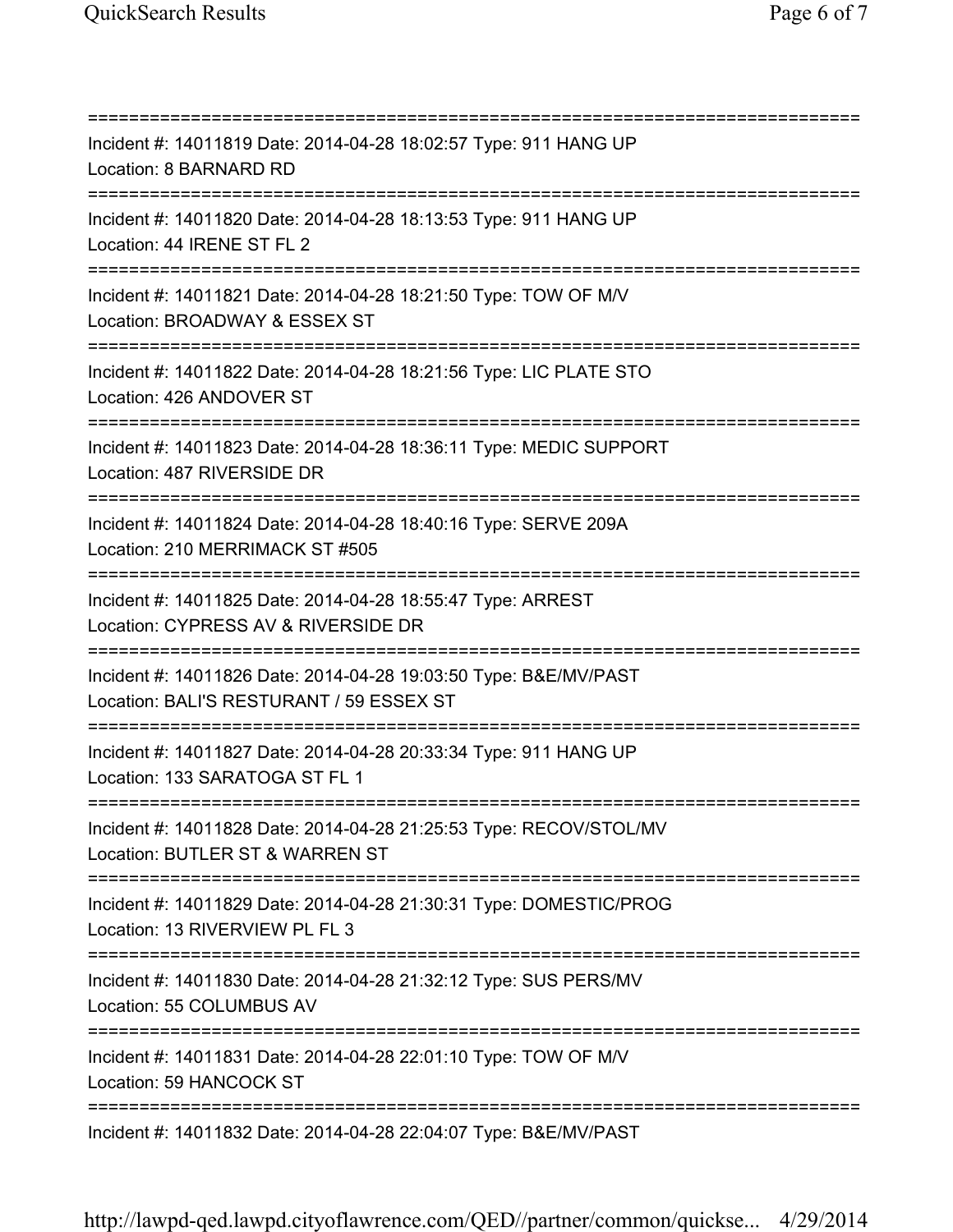===========================================================================

Incident #: 14011819 Date: 2014-04-28 18:02:57 Type: 911 HANG UP
Location: 8 BARNARD RD

===========================================================================

Incident #: 14011820 Date: 2014-04-28 18:13:53 Type: 911 HANG UP
Location: 44 IRENE ST FL 2

===========================================================================

Incident #: 14011821 Date: 2014-04-28 18:21:50 Type: TOW OF M/V
Location: BROADWAY & ESSEX ST

===========================================================================

Incident #: 14011822 Date: 2014-04-28 18:21:56 Type: LIC PLATE STO
Location: 426 ANDOVER ST

===========================================================================

Incident #: 14011823 Date: 2014-04-28 18:36:11 Type: MEDIC SUPPORT
Location: 487 RIVERSIDE DR

===========================================================================

Incident #: 14011824 Date: 2014-04-28 18:40:16 Type: SERVE 209A
Location: 210 MERRIMACK ST #505

===========================================================================

Incident #: 14011825 Date: 2014-04-28 18:55:47 Type: ARREST
Location: CYPRESS AV & RIVERSIDE DR

===========================================================================

Incident #: 14011826 Date: 2014-04-28 19:03:50 Type: B&E/MV/PAST
Location: BALI'S RESTURANT / 59 ESSEX ST

===========================================================================

Incident #: 14011827 Date: 2014-04-28 20:33:34 Type: 911 HANG UP
Location: 133 SARATOGA ST FL 1

===========================================================================

Incident #: 14011828 Date: 2014-04-28 21:25:53 Type: RECOV/STOL/MV
Location: BUTLER ST & WARREN ST

===========================================================================

Incident #: 14011829 Date: 2014-04-28 21:30:31 Type: DOMESTIC/PROG
Location: 13 RIVERVIEW PL FL 3

===========================================================================

Incident #: 14011830 Date: 2014-04-28 21:32:12 Type: SUS PERS/MV
Location: 55 COLUMBUS AV

===========================================================================

Incident #: 14011831 Date: 2014-04-28 22:01:10 Type: TOW OF M/V
Location: 59 HANCOCK ST

===========================================================================

Incident #: 14011832 Date: 2014-04-28 22:04:07 Type: B&E/MV/PAST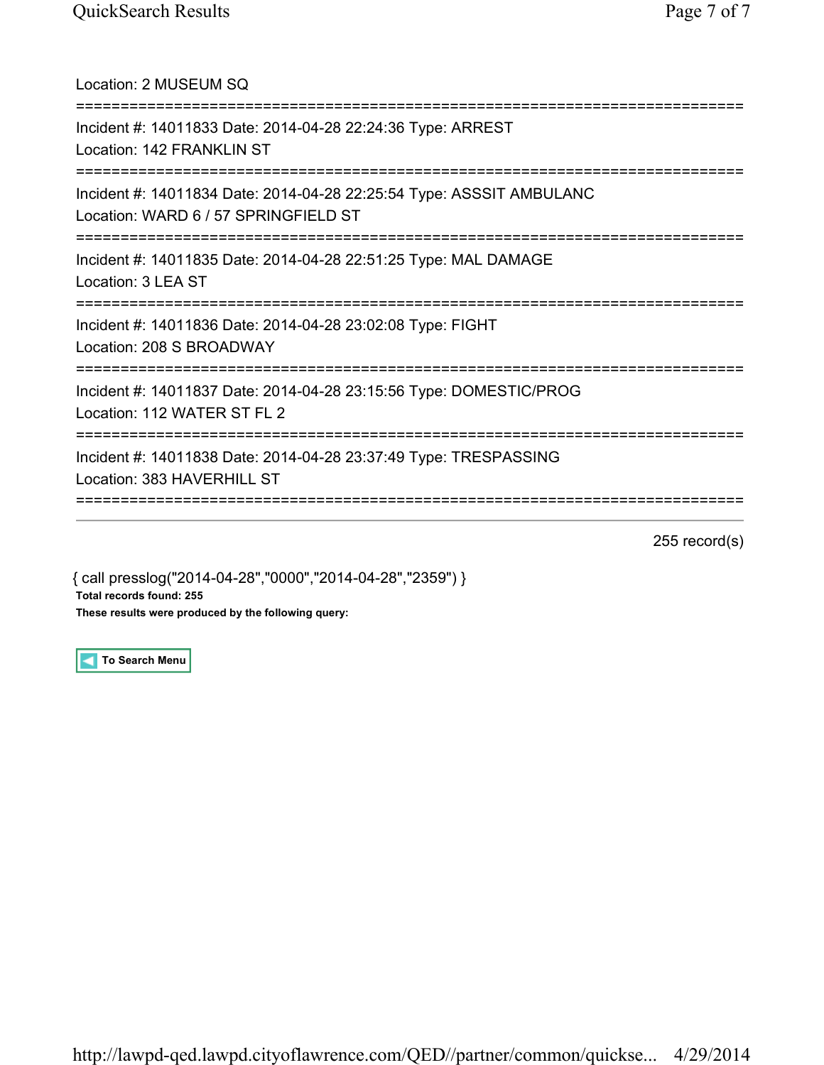Location: 2 MUSEUM SQ

===========================================================================

Incident #: 14011833 Date: 2014-04-28 22:24:36 Type: ARREST

Location: 142 FRANKLIN ST

===========================================================================

Incident #: 14011834 Date: 2014-04-28 22:25:54 Type: ASSSIT AMBULANC

Location: WARD 6 / 57 SPRINGFIELD ST

===========================================================================

Incident #: 14011835 Date: 2014-04-28 22:51:25 Type: MAL DAMAGE

Location: 3 LEA ST

===========================================================================

Incident #: 14011836 Date: 2014-04-28 23:02:08 Type: FIGHT

Location: 208 S BROADWAY

===========================================================================

Incident #: 14011837 Date: 2014-04-28 23:15:56 Type: DOMESTIC/PROG

Location: 112 WATER ST FL 2

===========================================================================

Incident #: 14011838 Date: 2014-04-28 23:37:49 Type: TRESPASSING

Location: 383 HAVERHILL ST

===========================================================================

255 record(s)

{ call presslog("2014-04-28","0000","2014-04-28","2359") }

**Total records found: 255**

**These results were produced by the following query:**

To Search Menu